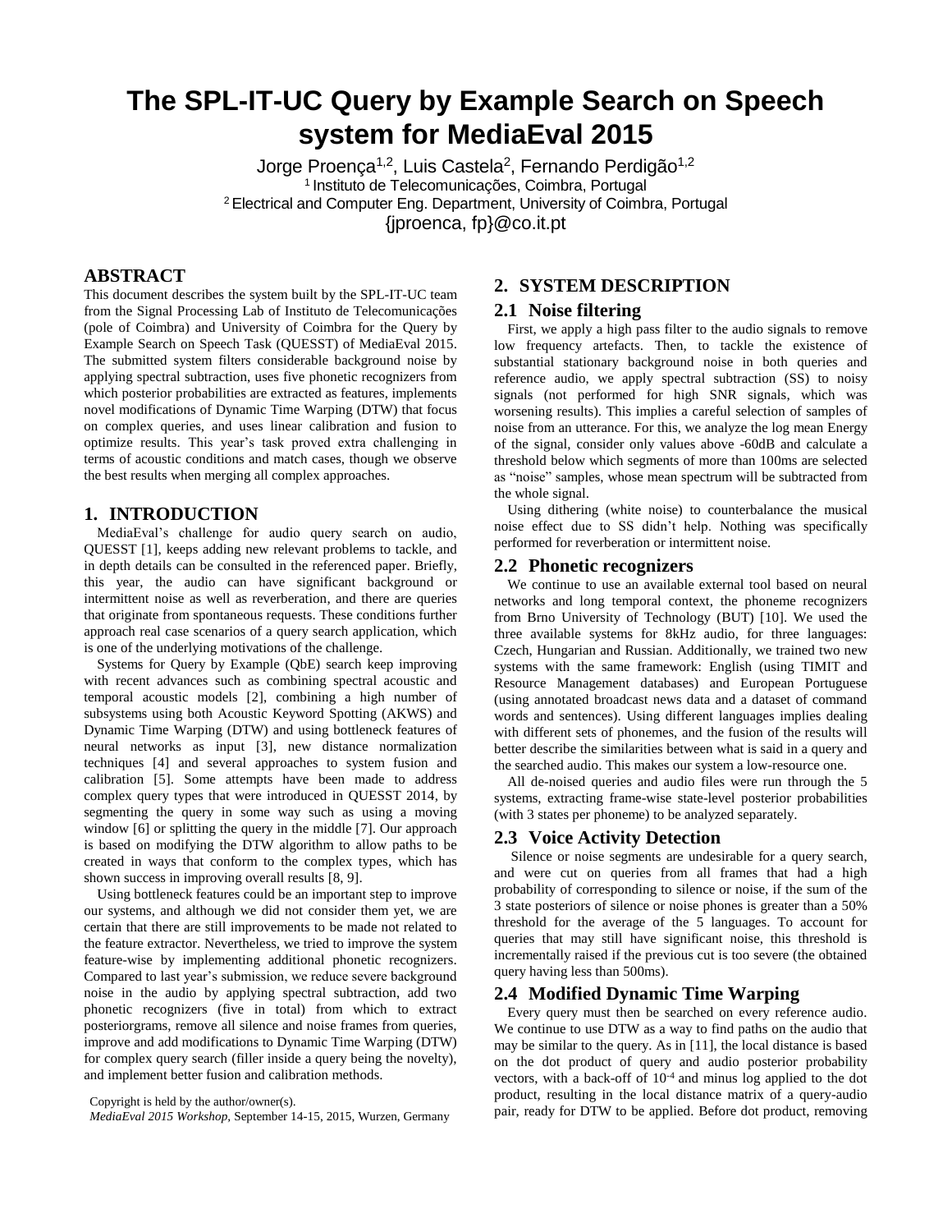# The SPL-IT-UC Query by Example Search on Speech system for MediaEval 2015

Jorge Proença[1,2], Luis Castela[2], Fernando Perdigão[1,2]

[1] Instituto de Telecomunicações, Coimbra, Portugal

[2] Electrical and Computer Eng. Department, University of Coimbra, Portugal

{jproenca, fp}@co.it.pt

## ABSTRACT

This document describes the system built by the SPL-IT-UC team from the Signal Processing Lab of Instituto de Telecomunicações (pole of Coimbra) and University of Coimbra for the Query by Example Search on Speech Task (QUESST) of MediaEval 2015. The submitted system filters considerable background noise by applying spectral subtraction, uses five phonetic recognizers from which posterior probabilities are extracted as features, implements novel modifications of Dynamic Time Warping (DTW) that focus on complex queries, and uses linear calibration and fusion to optimize results. This year's task proved extra challenging in terms of acoustic conditions and match cases, though we observe the best results when merging all complex approaches.

## 1. INTRODUCTION

MediaEval's challenge for audio query search on audio, QUESST [1], keeps adding new relevant problems to tackle, and in depth details can be consulted in the referenced paper. Briefly, this year, the audio can have significant background or intermittent noise as well as reverberation, and there are queries that originate from spontaneous requests. These conditions further approach real case scenarios of a query search application, which is one of the underlying motivations of the challenge.

Systems for Query by Example (QbE) search keep improving with recent advances such as combining spectral acoustic and temporal acoustic models [2], combining a high number of subsystems using both Acoustic Keyword Spotting (AKWS) and Dynamic Time Warping (DTW) and using bottleneck features of neural networks as input [3], new distance normalization techniques [4] and several approaches to system fusion and calibration [5]. Some attempts have been made to address complex query types that were introduced in QUESST 2014, by segmenting the query in some way such as using a moving window [6] or splitting the query in the middle [7]. Our approach is based on modifying the DTW algorithm to allow paths to be created in ways that conform to the complex types, which has shown success in improving overall results [8, 9].

Using bottleneck features could be an important step to improve our systems, and although we did not consider them yet, we are certain that there are still improvements to be made not related to the feature extractor. Nevertheless, we tried to improve the system feature-wise by implementing additional phonetic recognizers. Compared to last year's submission, we reduce severe background noise in the audio by applying spectral subtraction, add two phonetic recognizers (five in total) from which to extract posteriorgrams, remove all silence and noise frames from queries, improve and add modifications to Dynamic Time Warping (DTW) for complex query search (filler inside a query being the novelty), and implement better fusion and calibration methods.

Copyright is held by the author/owner(s).

*MediaEval 2015 Workshop*, September 14-15, 2015, Wurzen, Germany

## 2. SYSTEM DESCRIPTION

### 2.1 Noise filtering

First, we apply a high pass filter to the audio signals to remove low frequency artefacts. Then, to tackle the existence of substantial stationary background noise in both queries and reference audio, we apply spectral subtraction (SS) to noisy signals (not performed for high SNR signals, which was worsening results). This implies a careful selection of samples of noise from an utterance. For this, we analyze the log mean Energy of the signal, consider only values above -60dB and calculate a threshold below which segments of more than 100ms are selected as "noise" samples, whose mean spectrum will be subtracted from the whole signal.

Using dithering (white noise) to counterbalance the musical noise effect due to SS didn't help. Nothing was specifically performed for reverberation or intermittent noise.

### 2.2 Phonetic recognizers

We continue to use an available external tool based on neural networks and long temporal context, the phoneme recognizers from Brno University of Technology (BUT) [10]. We used the three available systems for 8kHz audio, for three languages: Czech, Hungarian and Russian. Additionally, we trained two new systems with the same framework: English (using TIMIT and Resource Management databases) and European Portuguese (using annotated broadcast news data and a dataset of command words and sentences). Using different languages implies dealing with different sets of phonemes, and the fusion of the results will better describe the similarities between what is said in a query and the searched audio. This makes our system a low-resource one.

All de-noised queries and audio files were run through the 5 systems, extracting frame-wise state-level posterior probabilities (with 3 states per phoneme) to be analyzed separately.

### 2.3 Voice Activity Detection

Silence or noise segments are undesirable for a query search, and were cut on queries from all frames that had a high probability of corresponding to silence or noise, if the sum of the 3 state posteriors of silence or noise phones is greater than a 50% threshold for the average of the 5 languages. To account for queries that may still have significant noise, this threshold is incrementally raised if the previous cut is too severe (the obtained query having less than 500ms).

### 2.4 Modified Dynamic Time Warping

Every query must then be searched on every reference audio. We continue to use DTW as a way to find paths on the audio that may be similar to the query. As in [11], the local distance is based on the dot product of query and audio posterior probability vectors, with a back-off of $10^{-4}$ and minus log applied to the dot product, resulting in the local distance matrix of a query-audio pair, ready for DTW to be applied. Before dot product, removing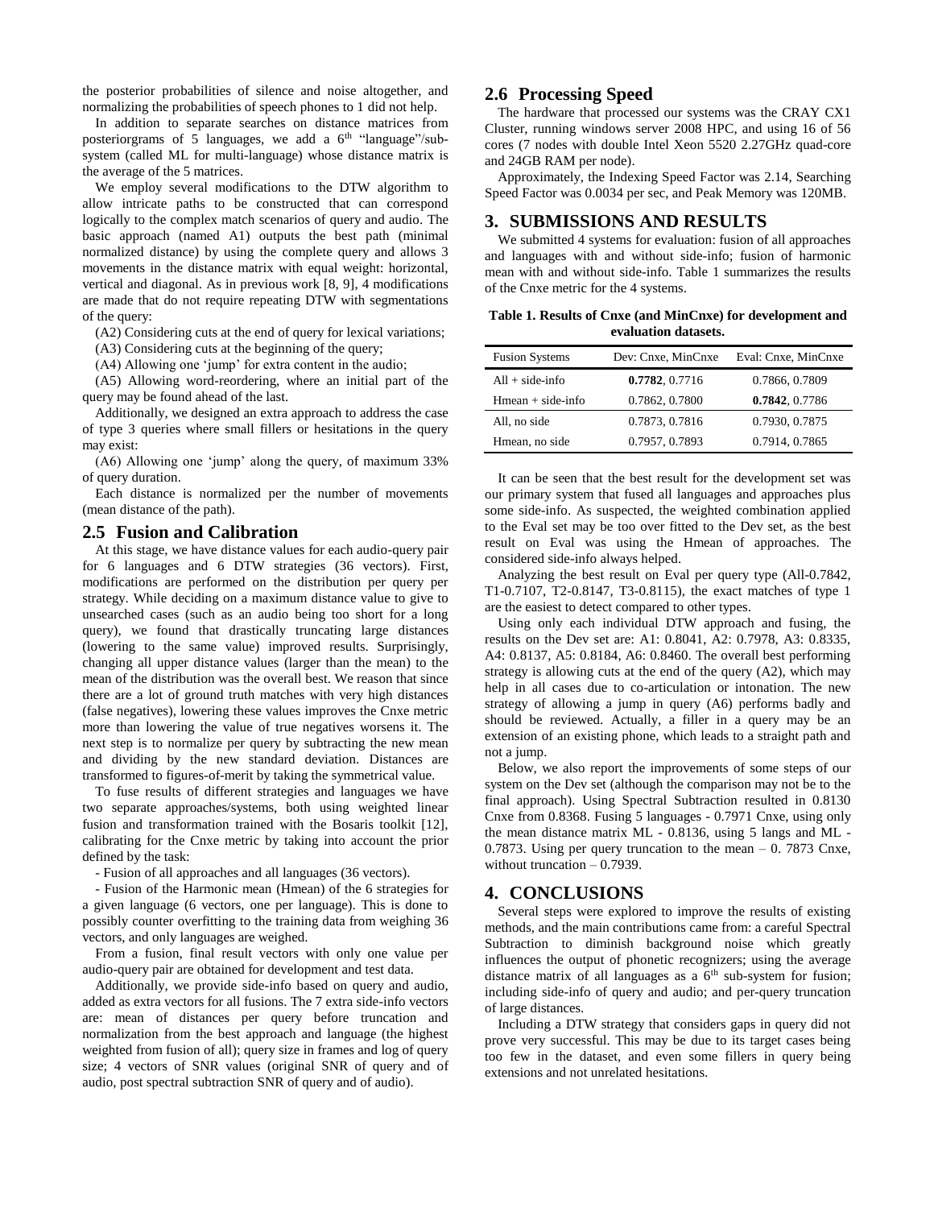the posterior probabilities of silence and noise altogether, and normalizing the probabilities of speech phones to 1 did not help.

In addition to separate searches on distance matrices from posteriorgrams of 5 languages, we add a 6th "language"/sub-system (called ML for multi-language) whose distance matrix is the average of the 5 matrices.

We employ several modifications to the DTW algorithm to allow intricate paths to be constructed that can correspond logically to the complex match scenarios of query and audio. The basic approach (named A1) outputs the best path (minimal normalized distance) by using the complete query and allows 3 movements in the distance matrix with equal weight: horizontal, vertical and diagonal. As in previous work [8, 9], 4 modifications are made that do not require repeating DTW with segmentations of the query:

(A2) Considering cuts at the end of query for lexical variations;

(A3) Considering cuts at the beginning of the query;

(A4) Allowing one 'jump' for extra content in the audio;

(A5) Allowing word-reordering, where an initial part of the query may be found ahead of the last.

Additionally, we designed an extra approach to address the case of type 3 queries where small fillers or hesitations in the query may exist:

(A6) Allowing one 'jump' along the query, of maximum 33% of query duration.

Each distance is normalized per the number of movements (mean distance of the path).

## 2.5 Fusion and Calibration

At this stage, we have distance values for each audio-query pair for 6 languages and 6 DTW strategies (36 vectors). First, modifications are performed on the distribution per query per strategy. While deciding on a maximum distance value to give to unsearched cases (such as an audio being too short for a long query), we found that drastically truncating large distances (lowering to the same value) improved results. Surprisingly, changing all upper distance values (larger than the mean) to the mean of the distribution was the overall best. We reason that since there are a lot of ground truth matches with very high distances (false negatives), lowering these values improves the Cnxe metric more than lowering the value of true negatives worsens it. The next step is to normalize per query by subtracting the new mean and dividing by the new standard deviation. Distances are transformed to figures-of-merit by taking the symmetrical value.

To fuse results of different strategies and languages we have two separate approaches/systems, both using weighted linear fusion and transformation trained with the Bosaris toolkit [12], calibrating for the Cnxe metric by taking into account the prior defined by the task:

- Fusion of all approaches and all languages (36 vectors).

- Fusion of the Harmonic mean (Hmean) of the 6 strategies for a given language (6 vectors, one per language). This is done to possibly counter overfitting to the training data from weighing 36 vectors, and only languages are weighed.

From a fusion, final result vectors with only one value per audio-query pair are obtained for development and test data.

Additionally, we provide side-info based on query and audio, added as extra vectors for all fusions. The 7 extra side-info vectors are: mean of distances per query before truncation and normalization from the best approach and language (the highest weighted from fusion of all); query size in frames and log of query size; 4 vectors of SNR values (original SNR of query and of audio, post spectral subtraction SNR of query and of audio).

## 2.6 Processing Speed

The hardware that processed our systems was the CRAY CX1 Cluster, running windows server 2008 HPC, and using 16 of 56 cores (7 nodes with double Intel Xeon 5520 2.27GHz quad-core and 24GB RAM per node).

Approximately, the Indexing Speed Factor was 2.14, Searching Speed Factor was 0.0034 per sec, and Peak Memory was 120MB.

# 3. SUBMISSIONS AND RESULTS

We submitted 4 systems for evaluation: fusion of all approaches and languages with and without side-info; fusion of harmonic mean with and without side-info. Table 1 summarizes the results of the Cnxe metric for the 4 systems.

**Table 1. Results of Cnxe (and MinCnxe) for development and evaluation datasets.**

| Fusion Systems | Dev: Cnxe, MinCnxe | Eval: Cnxe, MinCnxe |
|---|---|---|
| All + side-info | **0.7782**, 0.7716 | 0.7866, 0.7809 |
| Hmean + side-info | 0.7862, 0.7800 | **0.7842**, 0.7786 |
| All, no side | 0.7873, 0.7816 | 0.7930, 0.7875 |
| Hmean, no side | 0.7957, 0.7893 | 0.7914, 0.7865 |

It can be seen that the best result for the development set was our primary system that fused all languages and approaches plus some side-info. As suspected, the weighted combination applied to the Eval set may be too over fitted to the Dev set, as the best result on Eval was using the Hmean of approaches. The considered side-info always helped.

Analyzing the best result on Eval per query type (All-0.7842, T1-0.7107, T2-0.8147, T3-0.8115), the exact matches of type 1 are the easiest to detect compared to other types.

Using only each individual DTW approach and fusing, the results on the Dev set are: A1: 0.8041, A2: 0.7978, A3: 0.8335, A4: 0.8137, A5: 0.8184, A6: 0.8460. The overall best performing strategy is allowing cuts at the end of the query (A2), which may help in all cases due to co-articulation or intonation. The new strategy of allowing a jump in query (A6) performs badly and should be reviewed. Actually, a filler in a query may be an extension of an existing phone, which leads to a straight path and not a jump.

Below, we also report the improvements of some steps of our system on the Dev set (although the comparison may not be to the final approach). Using Spectral Subtraction resulted in 0.8130 Cnxe from 0.8368. Fusing 5 languages - 0.7971 Cnxe, using only the mean distance matrix ML - 0.8136, using 5 langs and ML - 0.7873. Using per query truncation to the mean – 0. 7873 Cnxe, without truncation – 0.7939.

# 4. CONCLUSIONS

Several steps were explored to improve the results of existing methods, and the main contributions came from: a careful Spectral Subtraction to diminish background noise which greatly influences the output of phonetic recognizers; using the average distance matrix of all languages as a 6th sub-system for fusion; including side-info of query and audio; and per-query truncation of large distances.

Including a DTW strategy that considers gaps in query did not prove very successful. This may be due to its target cases being too few in the dataset, and even some fillers in query being extensions and not unrelated hesitations.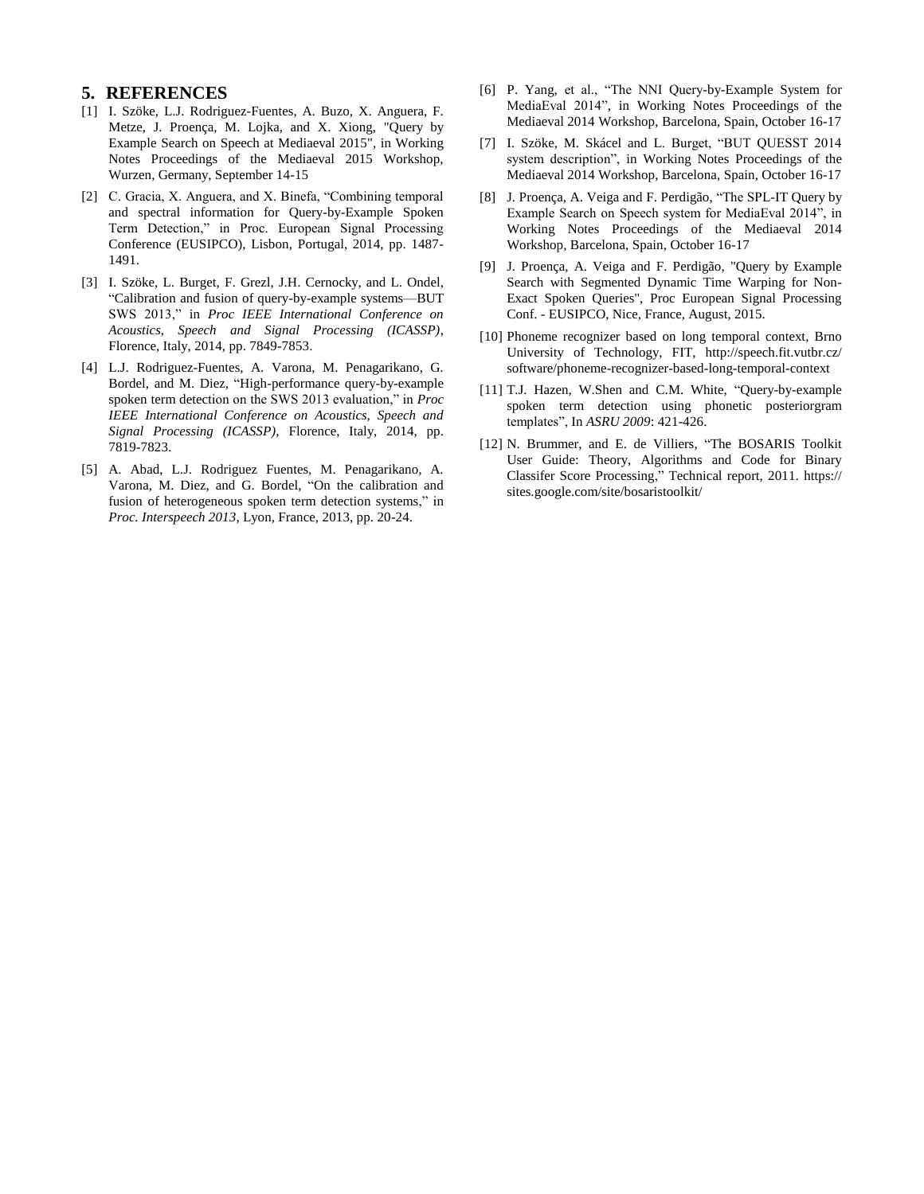## 5. REFERENCES

[1] I. Szöke, L.J. Rodriguez-Fuentes, A. Buzo, X. Anguera, F. Metze, J. Proença, M. Lojka, and X. Xiong, "Query by Example Search on Speech at Mediaeval 2015", in Working Notes Proceedings of the Mediaeval 2015 Workshop, Wurzen, Germany, September 14-15

[2] C. Gracia, X. Anguera, and X. Binefa, "Combining temporal and spectral information for Query-by-Example Spoken Term Detection," in Proc. European Signal Processing Conference (EUSIPCO), Lisbon, Portugal, 2014, pp. 1487-1491.

[3] I. Szöke, L. Burget, F. Grezl, J.H. Cernocky, and L. Ondel, "Calibration and fusion of query-by-example systems—BUT SWS 2013," in *Proc IEEE International Conference on Acoustics, Speech and Signal Processing (ICASSP)*, Florence, Italy, 2014, pp. 7849-7853.

[4] L.J. Rodriguez-Fuentes, A. Varona, M. Penagarikano, G. Bordel, and M. Diez, "High-performance query-by-example spoken term detection on the SWS 2013 evaluation," in *Proc IEEE International Conference on Acoustics, Speech and Signal Processing (ICASSP)*, Florence, Italy, 2014, pp. 7819-7823.

[5] A. Abad, L.J. Rodriguez Fuentes, M. Penagarikano, A. Varona, M. Diez, and G. Bordel, "On the calibration and fusion of heterogeneous spoken term detection systems," in *Proc. Interspeech 2013*, Lyon, France, 2013, pp. 20-24.

[6] P. Yang, et al., "The NNI Query-by-Example System for MediaEval 2014", in Working Notes Proceedings of the Mediaeval 2014 Workshop, Barcelona, Spain, October 16-17

[7] I. Szöke, M. Skácel and L. Burget, "BUT QUESST 2014 system description", in Working Notes Proceedings of the Mediaeval 2014 Workshop, Barcelona, Spain, October 16-17

[8] J. Proença, A. Veiga and F. Perdigão, "The SPL-IT Query by Example Search on Speech system for MediaEval 2014", in Working Notes Proceedings of the Mediaeval 2014 Workshop, Barcelona, Spain, October 16-17

[9] J. Proença, A. Veiga and F. Perdigão, "Query by Example Search with Segmented Dynamic Time Warping for Non-Exact Spoken Queries", Proc European Signal Processing Conf. - EUSIPCO, Nice, France, August, 2015.

[10] Phoneme recognizer based on long temporal context, Brno University of Technology, FIT, http://speech.fit.vutbr.cz/software/phoneme-recognizer-based-long-temporal-context

[11] T.J. Hazen, W.Shen and C.M. White, "Query-by-example spoken term detection using phonetic posteriorgram templates", In *ASRU 2009*: 421-426.

[12] N. Brummer, and E. de Villiers, "The BOSARIS Toolkit User Guide: Theory, Algorithms and Code for Binary Classifer Score Processing," Technical report, 2011. https://sites.google.com/site/bosaristoolkit/